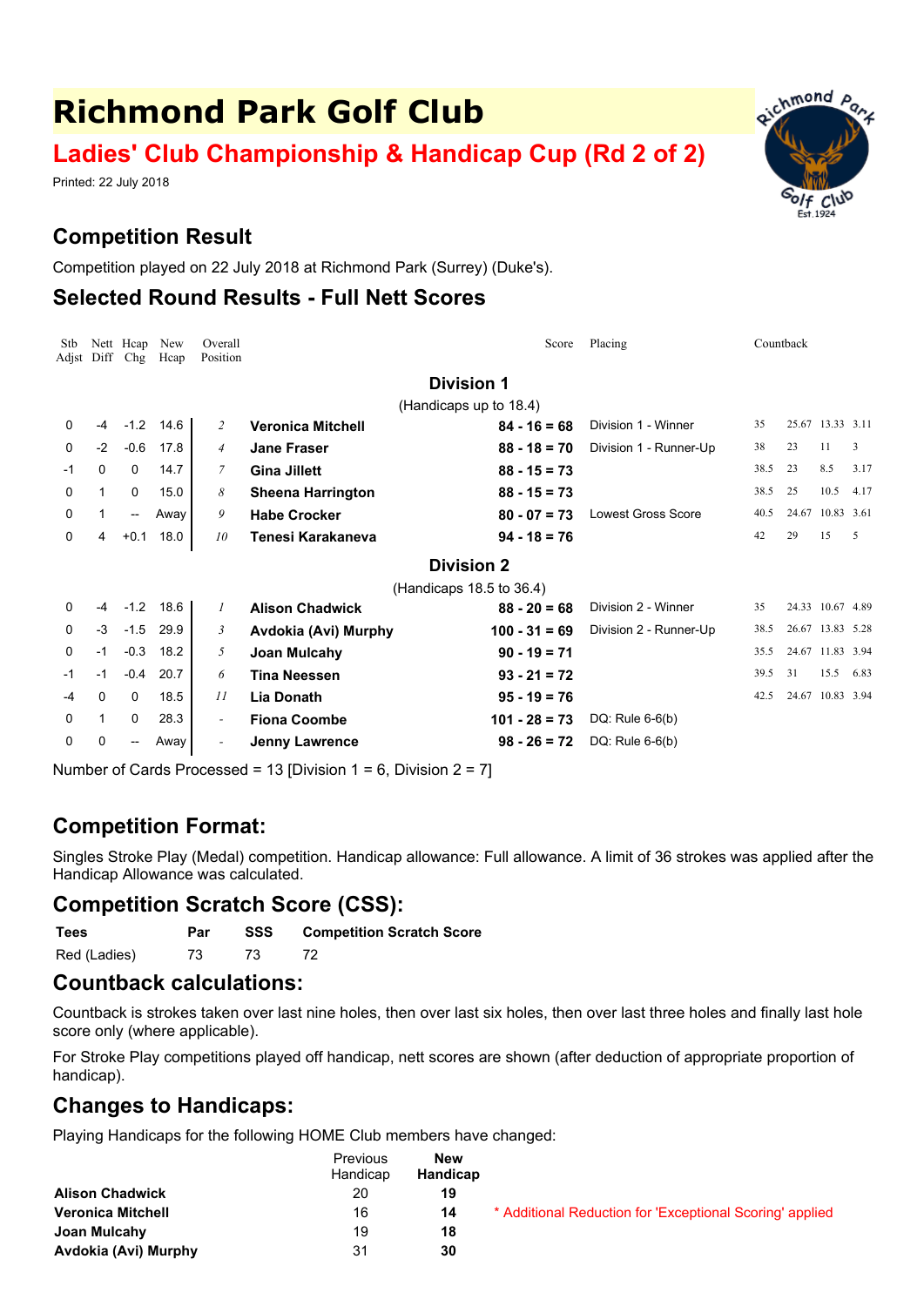# Richmond Park Golf Club

## Ladies' Club Championship & Handicap Cup (Rd 2 of 2)

Printed: 22 July 2018

## Competition Result

Competition played on 22 July 2018 at Richmond Park (Surrey) (Duke's).

## Selected Round Results - Full Nett Scores

| Stb Adjst | Nett Diff | Hcap Chg | New Hcap | Overall Position | | Score | Placing | Countback | | | |
|---|---|---|---|---|---|---|---|---|---|---|---|
| | | | | | **Division 1** | | | | | | |
| | | | | | (Handicaps up to 18.4) | | | | | | |
| 0 | -4 | -1.2 | 14.6 | *2* | **Veronica Mitchell** | **84 - 16 = 68** | Division 1 - Winner | 35 | 25.67 | 13.33 | 3.11 |
| 0 | -2 | -0.6 | 17.8 | *4* | **Jane Fraser** | **88 - 18 = 70** | Division 1 - Runner-Up | 38 | 23 | 11 | 3 |
| -1 | 0 | 0 | 14.7 | *7* | **Gina Jillett** | **88 - 15 = 73** | | 38.5 | 23 | 8.5 | 3.17 |
| 0 | 1 | 0 | 15.0 | *8* | **Sheena Harrington** | **88 - 15 = 73** | | 38.5 | 25 | 10.5 | 4.17 |
| 0 | 1 | -- | Away | *9* | **Habe Crocker** | **80 - 07 = 73** | Lowest Gross Score | 40.5 | 24.67 | 10.83 | 3.61 |
| 0 | 4 | +0.1 | 18.0 | *10* | **Tenesi Karakaneva** | **94 - 18 = 76** | | 42 | 29 | 15 | 5 |
| | | | | | **Division 2** | | | | | | |
| | | | | | (Handicaps 18.5 to 36.4) | | | | | | |
| 0 | -4 | -1.2 | 18.6 | *1* | **Alison Chadwick** | **88 - 20 = 68** | Division 2 - Winner | 35 | 24.33 | 10.67 | 4.89 |
| 0 | -3 | -1.5 | 29.9 | *3* | **Avdokia (Avi) Murphy** | **100 - 31 = 69** | Division 2 - Runner-Up | 38.5 | 26.67 | 13.83 | 5.28 |
| 0 | -1 | -0.3 | 18.2 | *5* | **Joan Mulcahy** | **90 - 19 = 71** | | 35.5 | 24.67 | 11.83 | 3.94 |
| -1 | -1 | -0.4 | 20.7 | *6* | **Tina Neessen** | **93 - 21 = 72** | | 39.5 | 31 | 15.5 | 6.83 |
| -4 | 0 | 0 | 18.5 | *11* | **Lia Donath** | **95 - 19 = 76** | | 42.5 | 24.67 | 10.83 | 3.94 |
| 0 | 1 | 0 | 28.3 | - | **Fiona Coombe** | **101 - 28 = 73** | DQ: Rule 6-6(b) | | | | |
| 0 | 0 | -- | Away | - | **Jenny Lawrence** | **98 - 26 = 72** | DQ: Rule 6-6(b) | | | | |

Number of Cards Processed = 13 [Division 1 = 6, Division 2 = 7]

## Competition Format:

Singles Stroke Play (Medal) competition. Handicap allowance: Full allowance. A limit of 36 strokes was applied after the Handicap Allowance was calculated.

## Competition Scratch Score (CSS):

| Tees | Par | SSS | Competition Scratch Score |
|---|---|---|---|
| Red (Ladies) | 73 | 73 | 72 |

## Countback calculations:

Countback is strokes taken over last nine holes, then over last six holes, then over last three holes and finally last hole score only (where applicable).

For Stroke Play competitions played off handicap, nett scores are shown (after deduction of appropriate proportion of handicap).

## Changes to Handicaps:

Playing Handicaps for the following HOME Club members have changed:

| | Previous Handicap | New Handicap | |
|---|---|---|---|
| **Alison Chadwick** | 20 | **19** | |
| **Veronica Mitchell** | 16 | **14** | * Additional Reduction for 'Exceptional Scoring' applied |
| **Joan Mulcahy** | 19 | **18** | |
| **Avdokia (Avi) Murphy** | 31 | **30** | |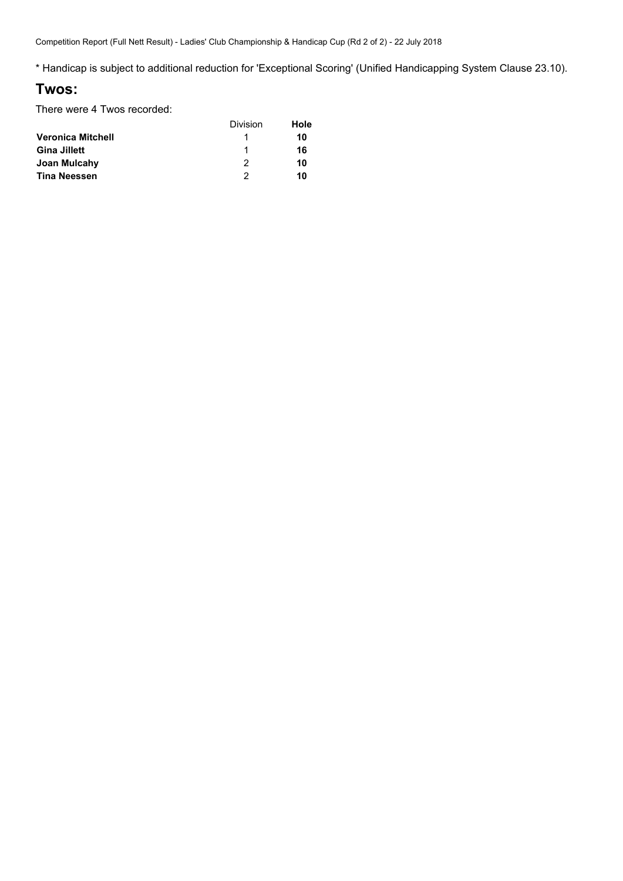\* Handicap is subject to additional reduction for 'Exceptional Scoring' (Unified Handicapping System Clause 23.10).

## Twos:

There were 4 Twos recorded:

| | Division | Hole |
|---|---|---|
| **Veronica Mitchell** | 1 | **10** |
| **Gina Jillett** | 1 | **16** |
| **Joan Mulcahy** | 2 | **10** |
| **Tina Neessen** | 2 | **10** |